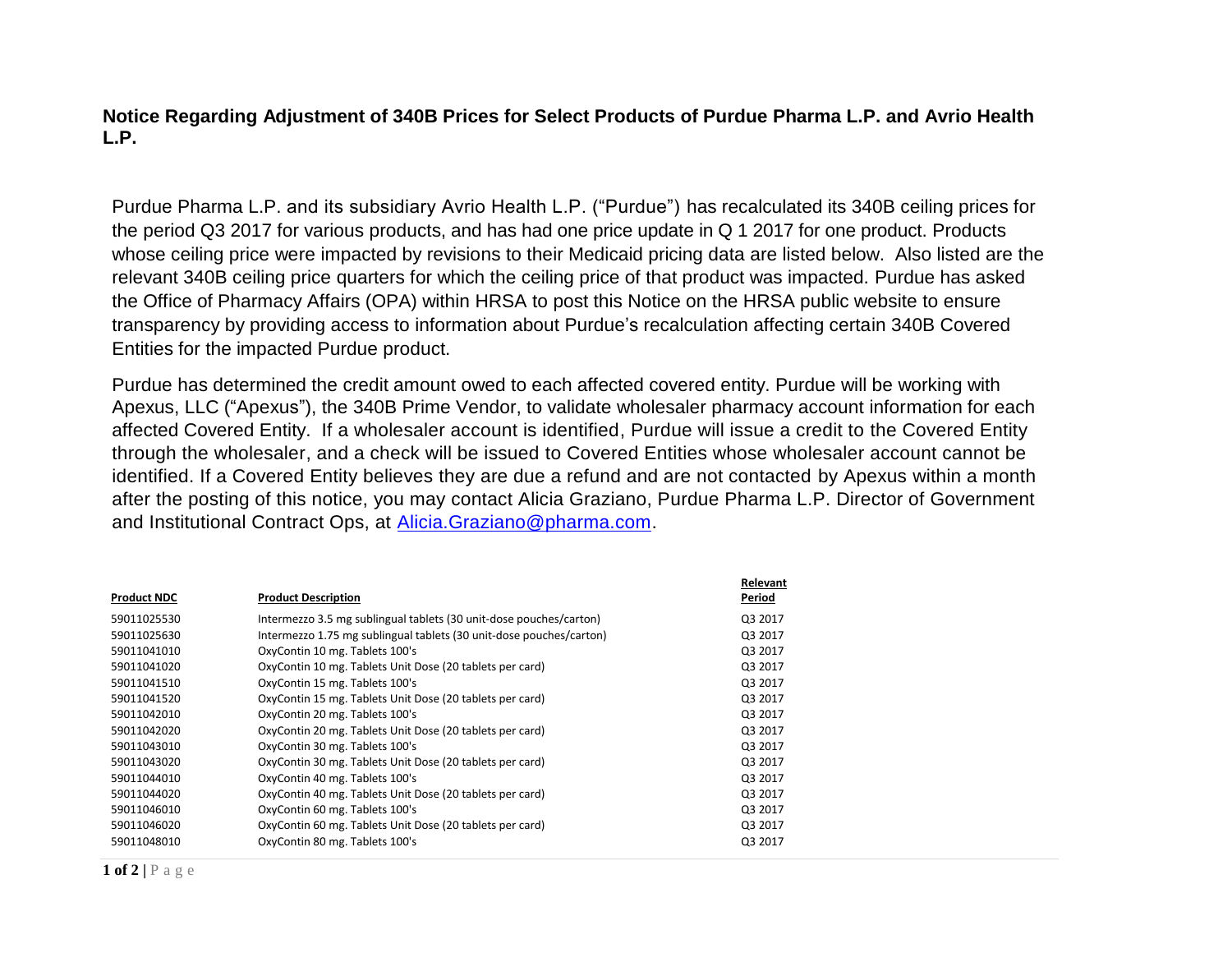# Notice Regarding Adjustment of 340B Prices for Select Products of Purdue Pharma L.P. and Avrio Health L.P.

Purdue Pharma L.P. and its subsidiary Avrio Health L.P. ("Purdue") has recalculated its 340B ceiling prices for the period Q3 2017 for various products, and has had one price update in Q 1 2017 for one product. Products whose ceiling price were impacted by revisions to their Medicaid pricing data are listed below. Also listed are the relevant 340B ceiling price quarters for which the ceiling price of that product was impacted. Purdue has asked the Office of Pharmacy Affairs (OPA) within HRSA to post this Notice on the HRSA public website to ensure transparency by providing access to information about Purdue's recalculation affecting certain 340B Covered Entities for the impacted Purdue product.

Purdue has determined the credit amount owed to each affected covered entity. Purdue will be working with Apexus, LLC ("Apexus"), the 340B Prime Vendor, to validate wholesaler pharmacy account information for each affected Covered Entity. If a wholesaler account is identified, Purdue will issue a credit to the Covered Entity through the wholesaler, and a check will be issued to Covered Entities whose wholesaler account cannot be identified. If a Covered Entity believes they are due a refund and are not contacted by Apexus within a month after the posting of this notice, you may contact Alicia Graziano, Purdue Pharma L.P. Director of Government and Institutional Contract Ops, at Alicia.Graziano@pharma.com.

| Product NDC | Product Description | Relevant Period |
|---|---|---|
| 59011025530 | Intermezzo 3.5 mg sublingual tablets (30 unit-dose pouches/carton) | Q3 2017 |
| 59011025630 | Intermezzo 1.75 mg sublingual tablets (30 unit-dose pouches/carton) | Q3 2017 |
| 59011041010 | OxyContin 10 mg. Tablets 100's | Q3 2017 |
| 59011041020 | OxyContin 10 mg. Tablets Unit Dose (20 tablets per card) | Q3 2017 |
| 59011041510 | OxyContin 15 mg. Tablets 100's | Q3 2017 |
| 59011041520 | OxyContin 15 mg. Tablets Unit Dose (20 tablets per card) | Q3 2017 |
| 59011042010 | OxyContin 20 mg. Tablets 100's | Q3 2017 |
| 59011042020 | OxyContin 20 mg. Tablets Unit Dose (20 tablets per card) | Q3 2017 |
| 59011043010 | OxyContin 30 mg. Tablets 100's | Q3 2017 |
| 59011043020 | OxyContin 30 mg. Tablets Unit Dose (20 tablets per card) | Q3 2017 |
| 59011044010 | OxyContin 40 mg. Tablets 100's | Q3 2017 |
| 59011044020 | OxyContin 40 mg. Tablets Unit Dose (20 tablets per card) | Q3 2017 |
| 59011046010 | OxyContin 60 mg. Tablets 100's | Q3 2017 |
| 59011046020 | OxyContin 60 mg. Tablets Unit Dose (20 tablets per card) | Q3 2017 |
| 59011048010 | OxyContin 80 mg. Tablets 100's | Q3 2017 |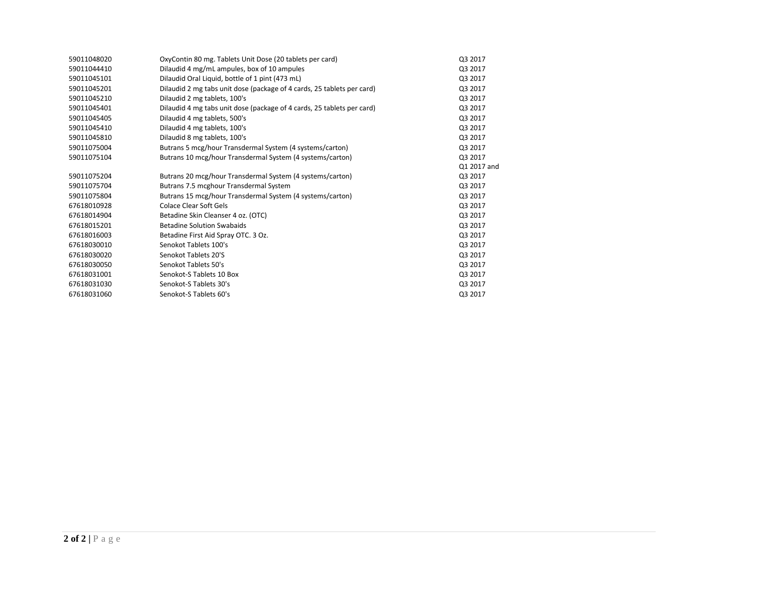| | | |
|---|---|---|
| 59011048020 | OxyContin 80 mg. Tablets Unit Dose (20 tablets per card) | Q3 2017 |
| 59011044410 | Dilaudid 4 mg/mL ampules, box of 10 ampules | Q3 2017 |
| 59011045101 | Dilaudid Oral Liquid, bottle of 1 pint (473 mL) | Q3 2017 |
| 59011045201 | Dilaudid 2 mg tabs unit dose (package of 4 cards, 25 tablets per card) | Q3 2017 |
| 59011045210 | Dilaudid 2 mg tablets, 100's | Q3 2017 |
| 59011045401 | Dilaudid 4 mg tabs unit dose (package of 4 cards, 25 tablets per card) | Q3 2017 |
| 59011045405 | Dilaudid 4 mg tablets, 500's | Q3 2017 |
| 59011045410 | Dilaudid 4 mg tablets, 100's | Q3 2017 |
| 59011045810 | Dilaudid 8 mg tablets, 100's | Q3 2017 |
| 59011075004 | Butrans 5 mcg/hour Transdermal System (4 systems/carton) | Q3 2017 |
| 59011075104 | Butrans 10 mcg/hour Transdermal System (4 systems/carton) | Q3 2017 |
| 59011075204 | Butrans 20 mcg/hour Transdermal System (4 systems/carton) | Q1 2017 and Q3 2017 |
| 59011075704 | Butrans 7.5 mcghour Transdermal System | Q3 2017 |
| 59011075804 | Butrans 15 mcg/hour Transdermal System (4 systems/carton) | Q3 2017 |
| 67618010928 | Colace Clear Soft Gels | Q3 2017 |
| 67618014904 | Betadine Skin Cleanser 4 oz. (OTC) | Q3 2017 |
| 67618015201 | Betadine Solution Swabaids | Q3 2017 |
| 67618016003 | Betadine First Aid Spray OTC. 3 Oz. | Q3 2017 |
| 67618030010 | Senokot Tablets 100's | Q3 2017 |
| 67618030020 | Senokot Tablets 20'S | Q3 2017 |
| 67618030050 | Senokot Tablets 50's | Q3 2017 |
| 67618031001 | Senokot-S Tablets 10 Box | Q3 2017 |
| 67618031030 | Senokot-S Tablets 30's | Q3 2017 |
| 67618031060 | Senokot-S Tablets 60's | Q3 2017 |